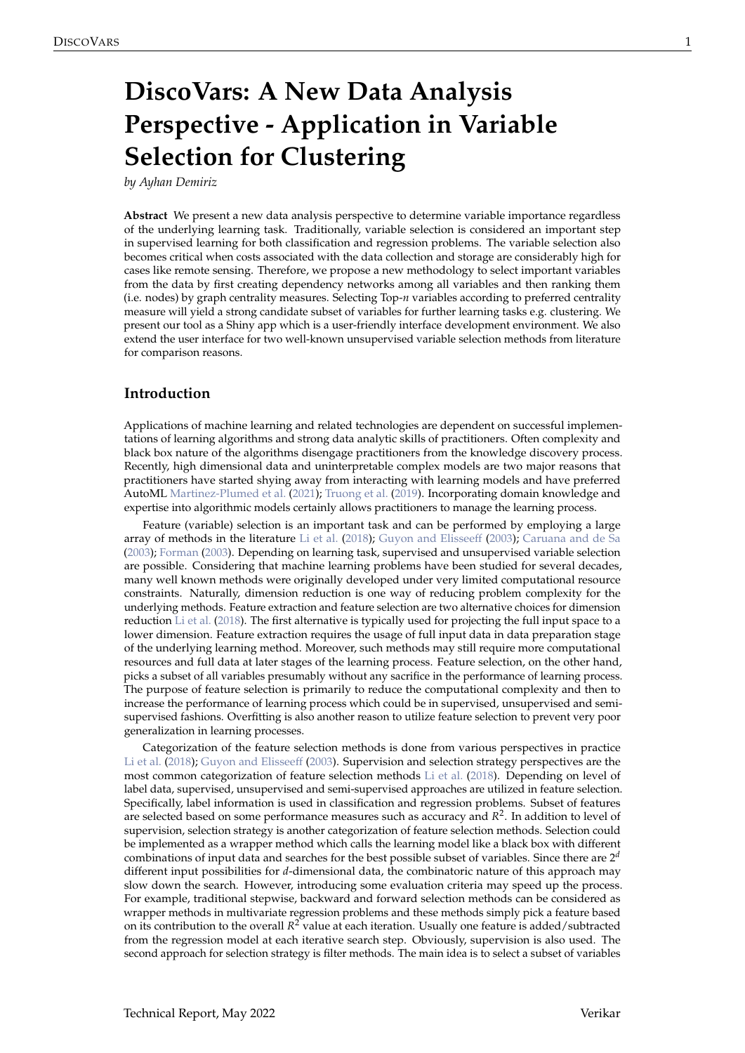# DiscoVars: A New Data Analysis Perspective - Application in Variable Selection for Clustering

*by Ayhan Demiriz*

**Abstract** We present a new data analysis perspective to determine variable importance regardless of the underlying learning task. Traditionally, variable selection is considered an important step in supervised learning for both classification and regression problems. The variable selection also becomes critical when costs associated with the data collection and storage are considerably high for cases like remote sensing. Therefore, we propose a new methodology to select important variables from the data by first creating dependency networks among all variables and then ranking them (i.e. nodes) by graph centrality measures. Selecting Top-*n* variables according to preferred centrality measure will yield a strong candidate subset of variables for further learning tasks e.g. clustering. We present our tool as a Shiny app which is a user-friendly interface development environment. We also extend the user interface for two well-known unsupervised variable selection methods from literature for comparison reasons.

## Introduction

Applications of machine learning and related technologies are dependent on successful implementations of learning algorithms and strong data analytic skills of practitioners. Often complexity and black box nature of the algorithms disengage practitioners from the knowledge discovery process. Recently, high dimensional data and uninterpretable complex models are two major reasons that practitioners have started shying away from interacting with learning models and have preferred AutoML Martinez-Plumed et al. (2021); Truong et al. (2019). Incorporating domain knowledge and expertise into algorithmic models certainly allows practitioners to manage the learning process.

Feature (variable) selection is an important task and can be performed by employing a large array of methods in the literature Li et al. (2018); Guyon and Elisseeff (2003); Caruana and de Sa (2003); Forman (2003). Depending on learning task, supervised and unsupervised variable selection are possible. Considering that machine learning problems have been studied for several decades, many well known methods were originally developed under very limited computational resource constraints. Naturally, dimension reduction is one way of reducing problem complexity for the underlying methods. Feature extraction and feature selection are two alternative choices for dimension reduction Li et al. (2018). The first alternative is typically used for projecting the full input space to a lower dimension. Feature extraction requires the usage of full input data in data preparation stage of the underlying learning method. Moreover, such methods may still require more computational resources and full data at later stages of the learning process. Feature selection, on the other hand, picks a subset of all variables presumably without any sacrifice in the performance of learning process. The purpose of feature selection is primarily to reduce the computational complexity and then to increase the performance of learning process which could be in supervised, unsupervised and semi-supervised fashions. Overfitting is also another reason to utilize feature selection to prevent very poor generalization in learning processes.

Categorization of the feature selection methods is done from various perspectives in practice Li et al. (2018); Guyon and Elisseeff (2003). Supervision and selection strategy perspectives are the most common categorization of feature selection methods Li et al. (2018). Depending on level of label data, supervised, unsupervised and semi-supervised approaches are utilized in feature selection. Specifically, label information is used in classification and regression problems. Subset of features are selected based on some performance measures such as accuracy and $R^2$. In addition to level of supervision, selection strategy is another categorization of feature selection methods. Selection could be implemented as a wrapper method which calls the learning model like a black box with different combinations of input data and searches for the best possible subset of variables. Since there are $2^d$ different input possibilities for $d$-dimensional data, the combinatoric nature of this approach may slow down the search. However, introducing some evaluation criteria may speed up the process. For example, traditional stepwise, backward and forward selection methods can be considered as wrapper methods in multivariate regression problems and these methods simply pick a feature based on its contribution to the overall $R^2$ value at each iteration. Usually one feature is added/subtracted from the regression model at each iterative search step. Obviously, supervision is also used. The second approach for selection strategy is filter methods. The main idea is to select a subset of variables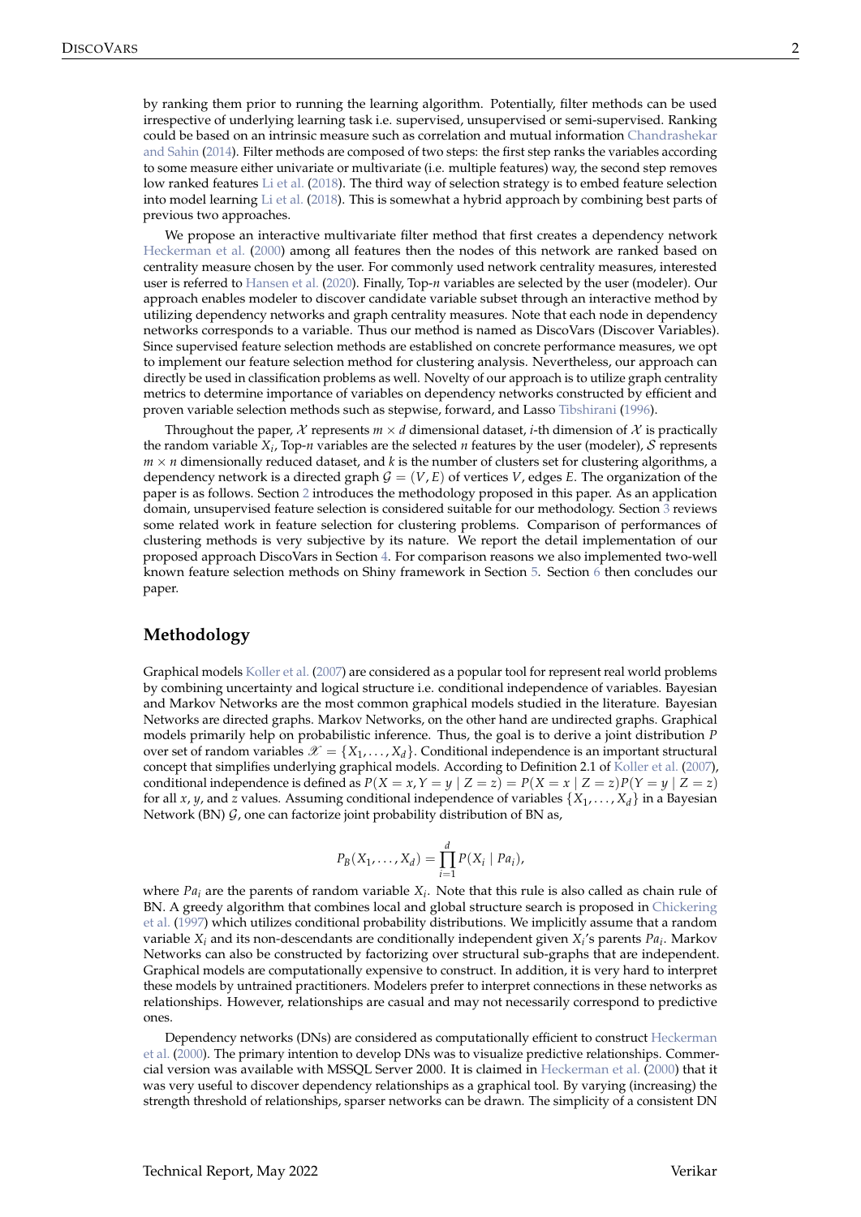by ranking them prior to running the learning algorithm. Potentially, filter methods can be used irrespective of underlying learning task i.e. supervised, unsupervised or semi-supervised. Ranking could be based on an intrinsic measure such as correlation and mutual information Chandrashekar and Sahin (2014). Filter methods are composed of two steps: the first step ranks the variables according to some measure either univariate or multivariate (i.e. multiple features) way, the second step removes low ranked features Li et al. (2018). The third way of selection strategy is to embed feature selection into model learning Li et al. (2018). This is somewhat a hybrid approach by combining best parts of previous two approaches.

We propose an interactive multivariate filter method that first creates a dependency network Heckerman et al. (2000) among all features then the nodes of this network are ranked based on centrality measure chosen by the user. For commonly used network centrality measures, interested user is referred to Hansen et al. (2020). Finally, Top-*n* variables are selected by the user (modeler). Our approach enables modeler to discover candidate variable subset through an interactive method by utilizing dependency networks and graph centrality measures. Note that each node in dependency networks corresponds to a variable. Thus our method is named as DiscoVars (Discover Variables). Since supervised feature selection methods are established on concrete performance measures, we opt to implement our feature selection method for clustering analysis. Nevertheless, our approach can directly be used in classification problems as well. Novelty of our approach is to utilize graph centrality metrics to determine importance of variables on dependency networks constructed by efficient and proven variable selection methods such as stepwise, forward, and Lasso Tibshirani (1996).

Throughout the paper, $\mathcal{X}$ represents $m \times d$ dimensional dataset, $i$-th dimension of $\mathcal{X}$ is practically the random variable $X_i$, Top-$n$ variables are the selected $n$ features by the user (modeler), $\mathcal{S}$ represents $m \times n$ dimensionally reduced dataset, and $k$ is the number of clusters set for clustering algorithms, a dependency network is a directed graph $\mathcal{G} = (V, E)$ of vertices $V$, edges $E$. The organization of the paper is as follows. Section 2 introduces the methodology proposed in this paper. As an application domain, unsupervised feature selection is considered suitable for our methodology. Section 3 reviews some related work in feature selection for clustering problems. Comparison of performances of clustering methods is very subjective by its nature. We report the detail implementation of our proposed approach DiscoVars in Section 4. For comparison reasons we also implemented two-well known feature selection methods on Shiny framework in Section 5. Section 6 then concludes our paper.

## Methodology

Graphical models Koller et al. (2007) are considered as a popular tool for represent real world problems by combining uncertainty and logical structure i.e. conditional independence of variables. Bayesian and Markov Networks are the most common graphical models studied in the literature. Bayesian Networks are directed graphs. Markov Networks, on the other hand are undirected graphs. Graphical models primarily help on probabilistic inference. Thus, the goal is to derive a joint distribution $P$ over set of random variables $\mathscr{X} = \{X_1, \ldots, X_d\}$. Conditional independence is an important structural concept that simplifies underlying graphical models. According to Definition 2.1 of Koller et al. (2007), conditional independence is defined as $P(X = x, Y = y \mid Z = z) = P(X = x \mid Z = z)P(Y = y \mid Z = z)$ for all $x$, $y$, and $z$ values. Assuming conditional independence of variables $\{X_1, \ldots, X_d\}$ in a Bayesian Network (BN) $\mathcal{G}$, one can factorize joint probability distribution of BN as,

$$P_B(X_1, \ldots, X_d) = \prod_{i=1}^{d} P(X_i \mid Pa_i),$$

where $Pa_i$ are the parents of random variable $X_i$. Note that this rule is also called as chain rule of BN. A greedy algorithm that combines local and global structure search is proposed in Chickering et al. (1997) which utilizes conditional probability distributions. We implicitly assume that a random variable $X_i$ and its non-descendants are conditionally independent given $X_i$'s parents $Pa_i$. Markov Networks can also be constructed by factorizing over structural sub-graphs that are independent. Graphical models are computationally expensive to construct. In addition, it is very hard to interpret these models by untrained practitioners. Modelers prefer to interpret connections in these networks as relationships. However, relationships are casual and may not necessarily correspond to predictive ones.

Dependency networks (DNs) are considered as computationally efficient to construct Heckerman et al. (2000). The primary intention to develop DNs was to visualize predictive relationships. Commercial version was available with MSSQL Server 2000. It is claimed in Heckerman et al. (2000) that it was very useful to discover dependency relationships as a graphical tool. By varying (increasing) the strength threshold of relationships, sparser networks can be drawn. The simplicity of a consistent DN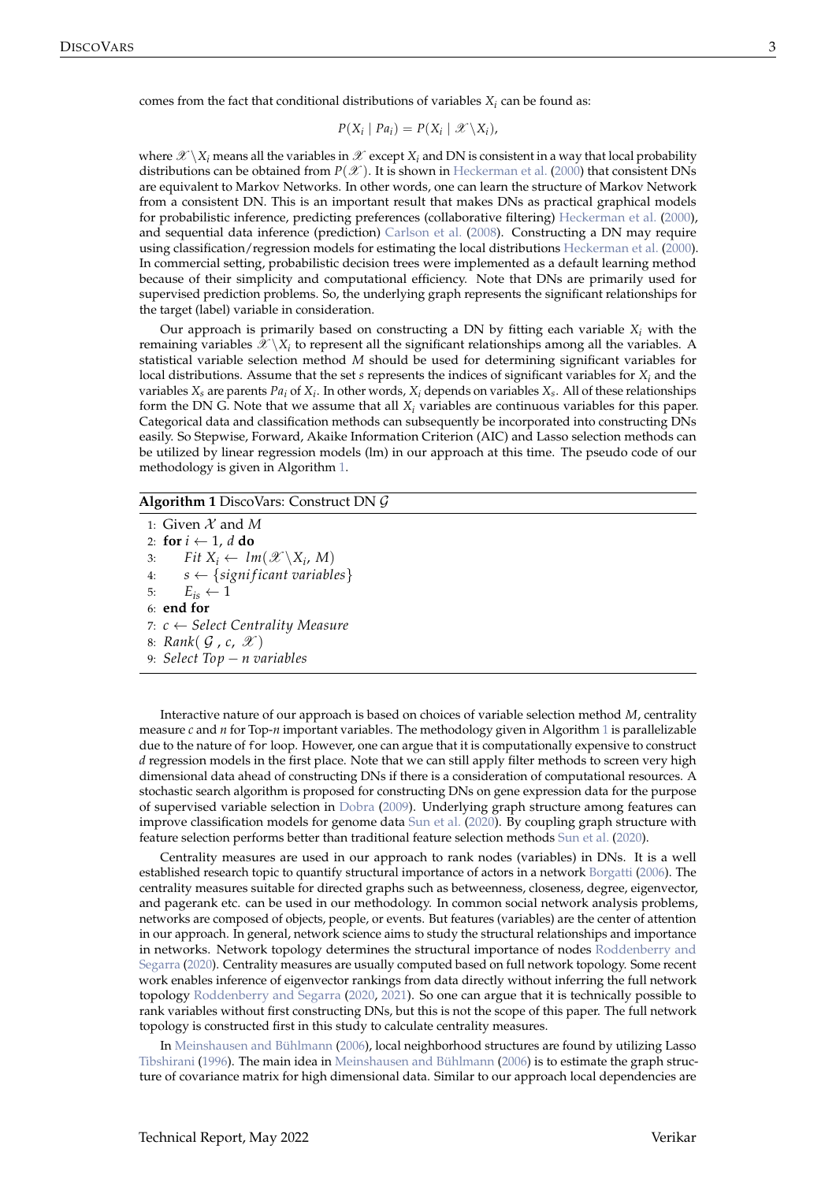comes from the fact that conditional distributions of variables $X_i$ can be found as:

$$P(X_i \mid Pa_i) = P(X_i \mid \mathscr{X} \backslash X_i),$$

where $\mathscr{X} \backslash X_i$ means all the variables in $\mathscr{X}$ except $X_i$ and DN is consistent in a way that local probability distributions can be obtained from $P(\mathscr{X})$. It is shown in Heckerman et al. (2000) that consistent DNs are equivalent to Markov Networks. In other words, one can learn the structure of Markov Network from a consistent DN. This is an important result that makes DNs as practical graphical models for probabilistic inference, predicting preferences (collaborative filtering) Heckerman et al. (2000), and sequential data inference (prediction) Carlson et al. (2008). Constructing a DN may require using classification/regression models for estimating the local distributions Heckerman et al. (2000). In commercial setting, probabilistic decision trees were implemented as a default learning method because of their simplicity and computational efficiency. Note that DNs are primarily used for supervised prediction problems. So, the underlying graph represents the significant relationships for the target (label) variable in consideration.

Our approach is primarily based on constructing a DN by fitting each variable $X_i$ with the remaining variables $\mathscr{X} \backslash X_i$ to represent all the significant relationships among all the variables. A statistical variable selection method $M$ should be used for determining significant variables for local distributions. Assume that the set $s$ represents the indices of significant variables for $X_i$ and the variables $X_s$ are parents $Pa_i$ of $X_i$. In other words, $X_i$ depends on variables $X_s$. All of these relationships form the DN G. Note that we assume that all $X_i$ variables are continuous variables for this paper. Categorical data and classification methods can subsequently be incorporated into constructing DNs easily. So Stepwise, Forward, Akaike Information Criterion (AIC) and Lasso selection methods can be utilized by linear regression models (lm) in our approach at this time. The pseudo code of our methodology is given in Algorithm 1.

**Algorithm 1** DiscoVars: Construct DN $\mathcal{G}$

1: Given $\mathcal{X}$ and $M$
2: **for** $i \leftarrow 1, d$ **do**
3: $\quad$ *Fit* $X_i \leftarrow lm(\mathscr{X} \backslash X_i, M)$
4: $\quad$ $s \leftarrow \{significant\ variables\}$
5: $\quad$ $E_{is} \leftarrow 1$
6: **end for**
7: $c \leftarrow$ *Select Centrality Measure*
8: *Rank*( $\mathcal{G}$ , $c$, $\mathscr{X}$ )
9: *Select Top* $-$ *n variables*

Interactive nature of our approach is based on choices of variable selection method $M$, centrality measure $c$ and $n$ for Top-$n$ important variables. The methodology given in Algorithm 1 is parallelizable due to the nature of `for` loop. However, one can argue that it is computationally expensive to construct $d$ regression models in the first place. Note that we can still apply filter methods to screen very high dimensional data ahead of constructing DNs if there is a consideration of computational resources. A stochastic search algorithm is proposed for constructing DNs on gene expression data for the purpose of supervised variable selection in Dobra (2009). Underlying graph structure among features can improve classification models for genome data Sun et al. (2020). By coupling graph structure with feature selection performs better than traditional feature selection methods Sun et al. (2020).

Centrality measures are used in our approach to rank nodes (variables) in DNs. It is a well established research topic to quantify structural importance of actors in a network Borgatti (2006). The centrality measures suitable for directed graphs such as betweenness, closeness, degree, eigenvector, and pagerank etc. can be used in our methodology. In common social network analysis problems, networks are composed of objects, people, or events. But features (variables) are the center of attention in our approach. In general, network science aims to study the structural relationships and importance in networks. Network topology determines the structural importance of nodes Roddenberry and Segarra (2020). Centrality measures are usually computed based on full network topology. Some recent work enables inference of eigenvector rankings from data directly without inferring the full network topology Roddenberry and Segarra (2020, 2021). So one can argue that it is technically possible to rank variables without first constructing DNs, but this is not the scope of this paper. The full network topology is constructed first in this study to calculate centrality measures.

In Meinshausen and Bühlmann (2006), local neighborhood structures are found by utilizing Lasso Tibshirani (1996). The main idea in Meinshausen and Bühlmann (2006) is to estimate the graph structure of covariance matrix for high dimensional data. Similar to our approach local dependencies are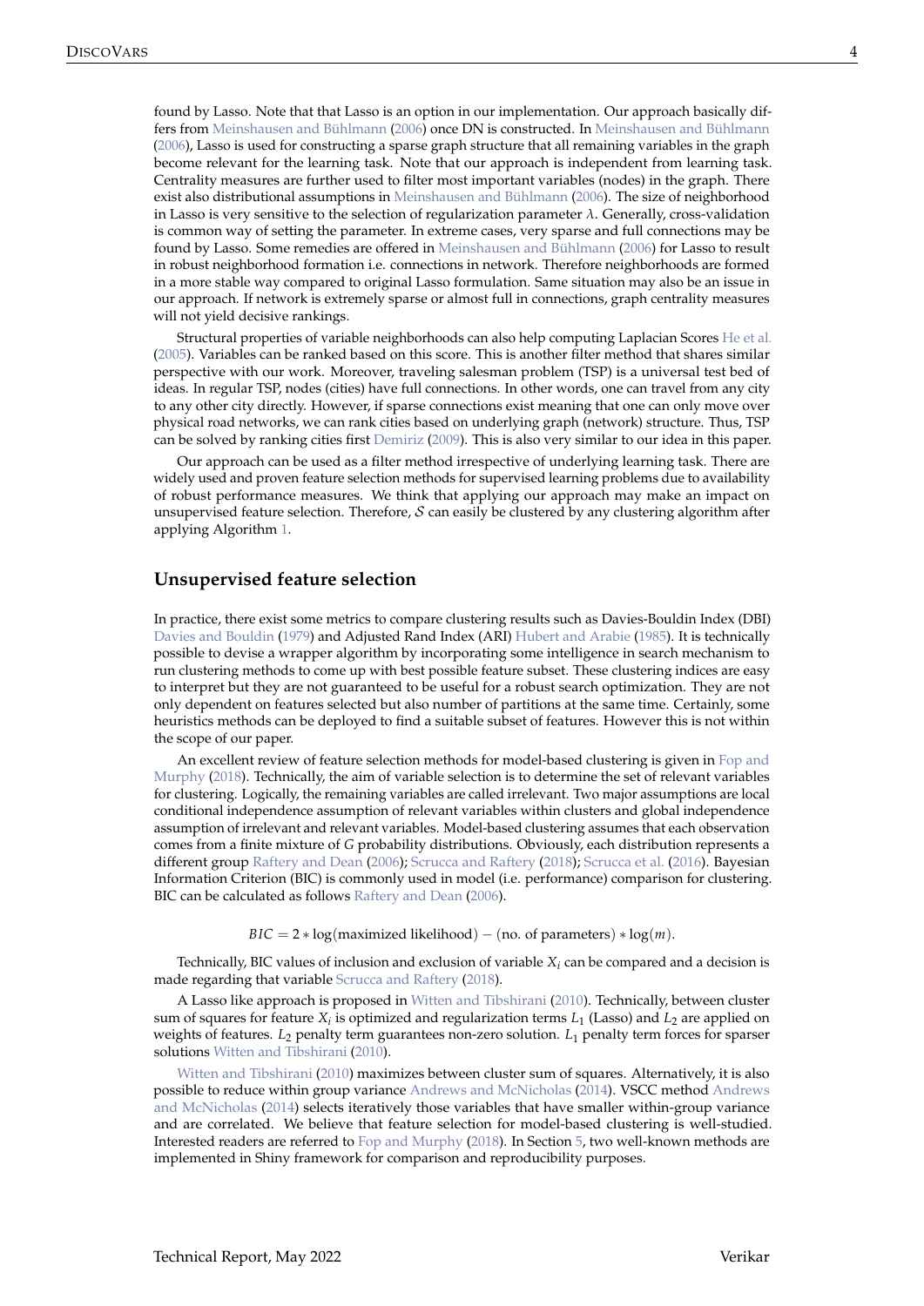found by Lasso. Note that that Lasso is an option in our implementation. Our approach basically differs from Meinshausen and Bühlmann (2006) once DN is constructed. In Meinshausen and Bühlmann (2006), Lasso is used for constructing a sparse graph structure that all remaining variables in the graph become relevant for the learning task. Note that our approach is independent from learning task. Centrality measures are further used to filter most important variables (nodes) in the graph. There exist also distributional assumptions in Meinshausen and Bühlmann (2006). The size of neighborhood in Lasso is very sensitive to the selection of regularization parameter $\lambda$. Generally, cross-validation is common way of setting the parameter. In extreme cases, very sparse and full connections may be found by Lasso. Some remedies are offered in Meinshausen and Bühlmann (2006) for Lasso to result in robust neighborhood formation i.e. connections in network. Therefore neighborhoods are formed in a more stable way compared to original Lasso formulation. Same situation may also be an issue in our approach. If network is extremely sparse or almost full in connections, graph centrality measures will not yield decisive rankings.

Structural properties of variable neighborhoods can also help computing Laplacian Scores He et al. (2005). Variables can be ranked based on this score. This is another filter method that shares similar perspective with our work. Moreover, traveling salesman problem (TSP) is a universal test bed of ideas. In regular TSP, nodes (cities) have full connections. In other words, one can travel from any city to any other city directly. However, if sparse connections exist meaning that one can only move over physical road networks, we can rank cities based on underlying graph (network) structure. Thus, TSP can be solved by ranking cities first Demiriz (2009). This is also very similar to our idea in this paper.

Our approach can be used as a filter method irrespective of underlying learning task. There are widely used and proven feature selection methods for supervised learning problems due to availability of robust performance measures. We think that applying our approach may make an impact on unsupervised feature selection. Therefore, $\mathcal{S}$ can easily be clustered by any clustering algorithm after applying Algorithm 1.

## Unsupervised feature selection

In practice, there exist some metrics to compare clustering results such as Davies-Bouldin Index (DBI) Davies and Bouldin (1979) and Adjusted Rand Index (ARI) Hubert and Arabie (1985). It is technically possible to devise a wrapper algorithm by incorporating some intelligence in search mechanism to run clustering methods to come up with best possible feature subset. These clustering indices are easy to interpret but they are not guaranteed to be useful for a robust search optimization. They are not only dependent on features selected but also number of partitions at the same time. Certainly, some heuristics methods can be deployed to find a suitable subset of features. However this is not within the scope of our paper.

An excellent review of feature selection methods for model-based clustering is given in Fop and Murphy (2018). Technically, the aim of variable selection is to determine the set of relevant variables for clustering. Logically, the remaining variables are called irrelevant. Two major assumptions are local conditional independence assumption of relevant variables within clusters and global independence assumption of irrelevant and relevant variables. Model-based clustering assumes that each observation comes from a finite mixture of $G$ probability distributions. Obviously, each distribution represents a different group Raftery and Dean (2006); Scrucca and Raftery (2018); Scrucca et al. (2016). Bayesian Information Criterion (BIC) is commonly used in model (i.e. performance) comparison for clustering. BIC can be calculated as follows Raftery and Dean (2006).

$$BIC = 2 * \log(\text{maximized likelihood}) - (\text{no. of parameters}) * \log(m).$$

Technically, BIC values of inclusion and exclusion of variable $X_i$ can be compared and a decision is made regarding that variable Scrucca and Raftery (2018).

A Lasso like approach is proposed in Witten and Tibshirani (2010). Technically, between cluster sum of squares for feature $X_i$ is optimized and regularization terms $L_1$ (Lasso) and $L_2$ are applied on weights of features. $L_2$ penalty term guarantees non-zero solution. $L_1$ penalty term forces for sparser solutions Witten and Tibshirani (2010).

Witten and Tibshirani (2010) maximizes between cluster sum of squares. Alternatively, it is also possible to reduce within group variance Andrews and McNicholas (2014). VSCC method Andrews and McNicholas (2014) selects iteratively those variables that have smaller within-group variance and are correlated. We believe that feature selection for model-based clustering is well-studied. Interested readers are referred to Fop and Murphy (2018). In Section 5, two well-known methods are implemented in Shiny framework for comparison and reproducibility purposes.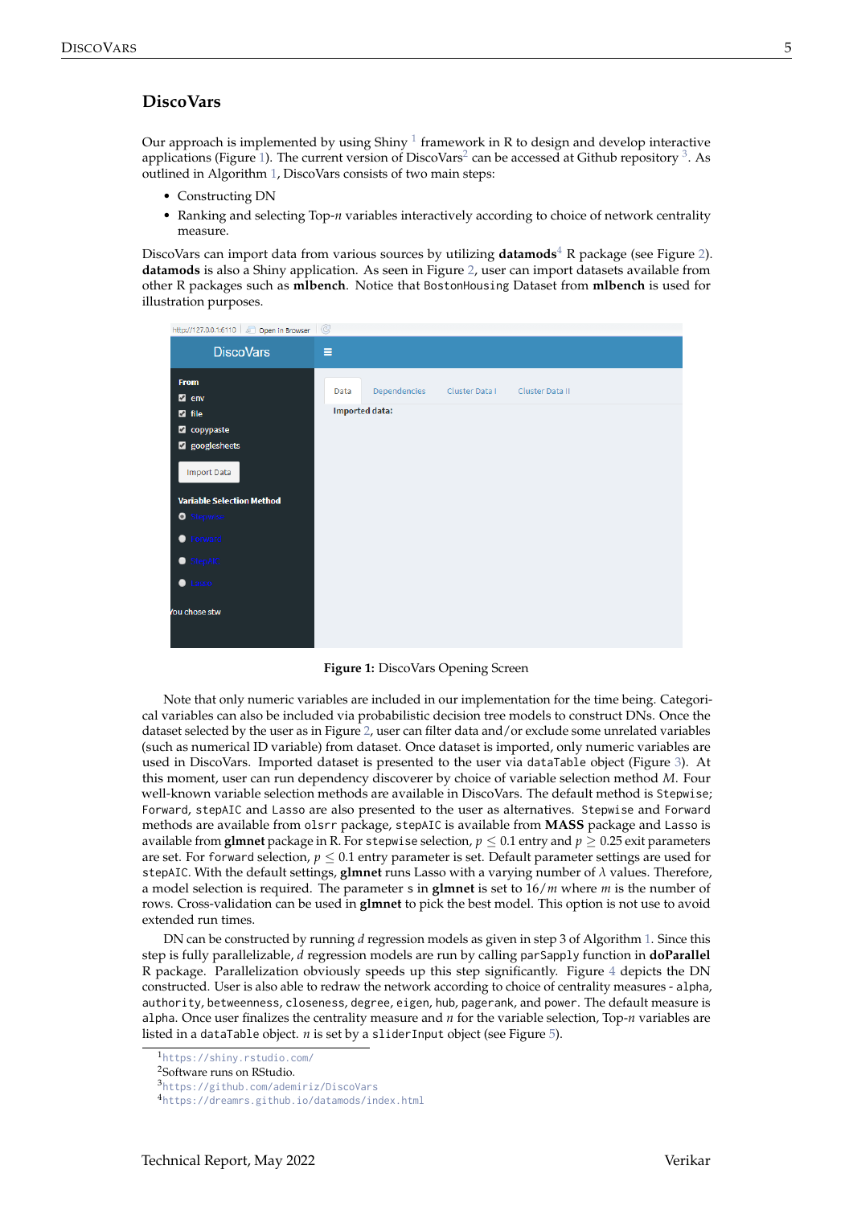## DiscoVars

Our approach is implemented by using Shiny [1] framework in R to design and develop interactive applications (Figure 1). The current version of DiscoVars[2] can be accessed at Github repository [3]. As outlined in Algorithm 1, DiscoVars consists of two main steps:

- Constructing DN
- Ranking and selecting Top-$n$ variables interactively according to choice of network centrality measure.

DiscoVars can import data from various sources by utilizing **datamods**[4] R package (see Figure 2). **datamods** is also a Shiny application. As seen in Figure 2, user can import datasets available from other R packages such as **mlbench**. Notice that `BostonHousing` Dataset from **mlbench** is used for illustration purposes.

**Figure 1:** DiscoVars Opening Screen

Note that only numeric variables are included in our implementation for the time being. Categorical variables can also be included via probabilistic decision tree models to construct DNs. Once the dataset selected by the user as in Figure 2, user can filter data and/or exclude some unrelated variables (such as numerical ID variable) from dataset. Once dataset is imported, only numeric variables are used in DiscoVars. Imported dataset is presented to the user via `dataTable` object (Figure 3). At this moment, user can run dependency discoverer by choice of variable selection method $M$. Four well-known variable selection methods are available in DiscoVars. The default method is `Stepwise`; `Forward`, `stepAIC` and `Lasso` are also presented to the user as alternatives. `Stepwise` and `Forward` methods are available from `olsrr` package, `stepAIC` is available from **MASS** package and `Lasso` is available from **glmnet** package in R. For `stepwise` selection, $p \leq 0.1$ entry and $p \geq 0.25$ exit parameters are set. For `forward` selection, $p \leq 0.1$ entry parameter is set. Default parameter settings are used for `stepAIC`. With the default settings, **glmnet** runs Lasso with a varying number of $\lambda$ values. Therefore, a model selection is required. The parameter `s` in **glmnet** is set to $16/m$ where $m$ is the number of rows. Cross-validation can be used in **glmnet** to pick the best model. This option is not use to avoid extended run times.

DN can be constructed by running $d$ regression models as given in step 3 of Algorithm 1. Since this step is fully parallelizable, $d$ regression models are run by calling `parSapply` function in **doParallel** R package. Parallelization obviously speeds up this step significantly. Figure 4 depicts the DN constructed. User is also able to redraw the network according to choice of centrality measures - `alpha`, `authority`, `betweenness`, `closeness`, `degree`, `eigen`, `hub`, `pagerank`, and `power`. The default measure is `alpha`. Once user finalizes the centrality measure and $n$ for the variable selection, Top-$n$ variables are listed in a `dataTable` object. $n$ is set by a `sliderInput` object (see Figure 5).

[1] `https://shiny.rstudio.com/`
[2] Software runs on RStudio.
[3] `https://github.com/ademiriz/DiscoVars`
[4] `https://dreamrs.github.io/datamods/index.html`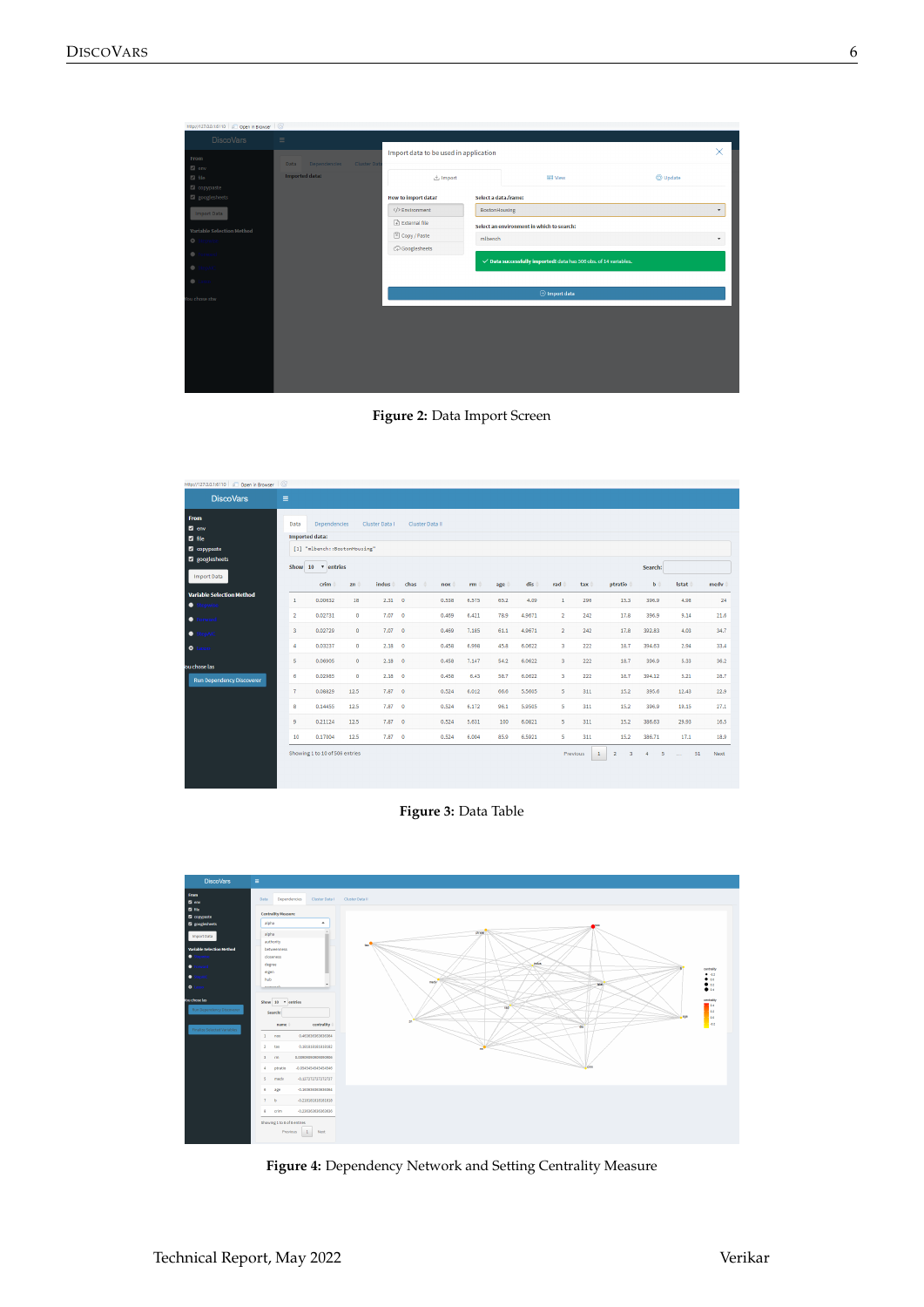Figure 2: Data Import Screen

Figure 3: Data Table

Figure 4: Dependency Network and Setting Centrality Measure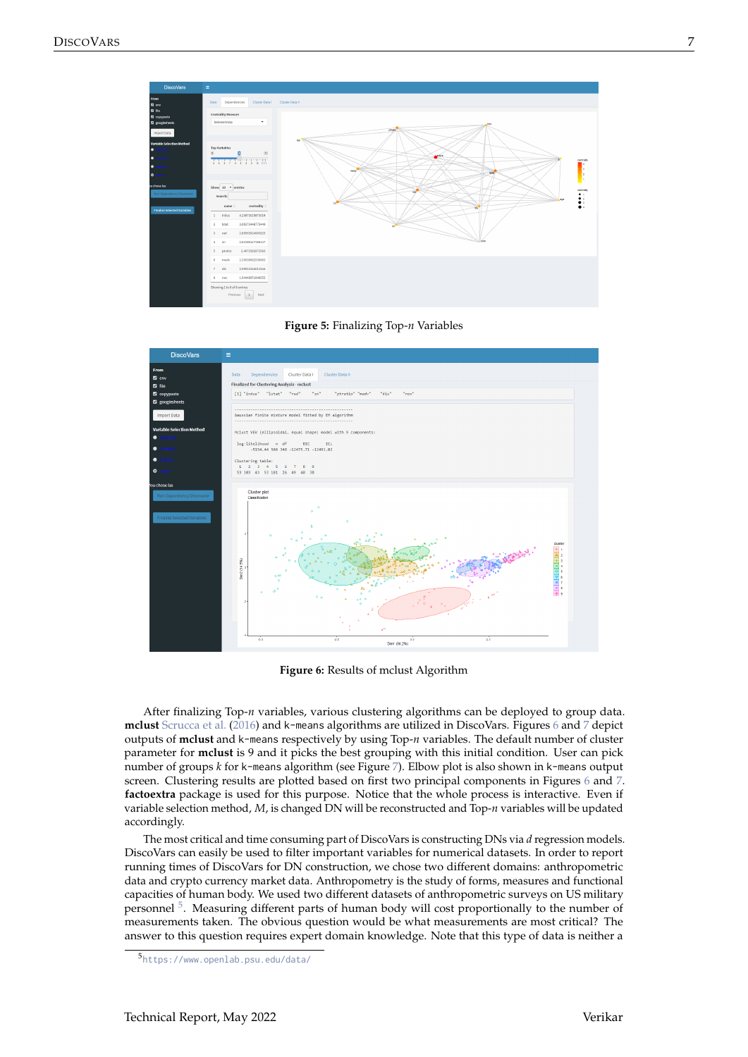Figure 5: Finalizing Top-*n* Variables

Figure 6: Results of mclust Algorithm

After finalizing Top-*n* variables, various clustering algorithms can be deployed to group data. **mclust** Scrucca et al. (2016) and k-means algorithms are utilized in DiscoVars. Figures 6 and 7 depict outputs of **mclust** and k-means respectively by using Top-*n* variables. The default number of cluster parameter for **mclust** is 9 and it picks the best grouping with this initial condition. User can pick number of groups *k* for k-means algorithm (see Figure 7). Elbow plot is also shown in k-means output screen. Clustering results are plotted based on first two principal components in Figures 6 and 7. **factoextra** package is used for this purpose. Notice that the whole process is interactive. Even if variable selection method, *M*, is changed DN will be reconstructed and Top-*n* variables will be updated accordingly.

The most critical and time consuming part of DiscoVars is constructing DNs via *d* regression models. DiscoVars can easily be used to filter important variables for numerical datasets. In order to report running times of DiscoVars for DN construction, we chose two different domains: anthropometric data and crypto currency market data. Anthropometry is the study of forms, measures and functional capacities of human body. We used two different datasets of anthropometric surveys on US military personnel [5]. Measuring different parts of human body will cost proportionally to the number of measurements taken. The obvious question would be what measurements are most critical? The answer to this question requires expert domain knowledge. Note that this type of data is neither a

[5] https://www.openlab.psu.edu/data/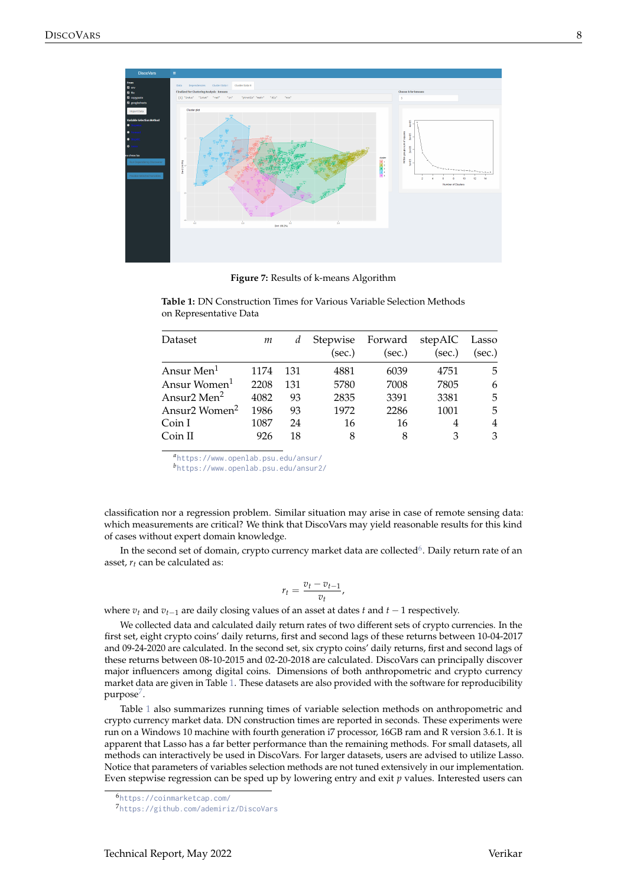**Figure 7:** Results of k-means Algorithm

**Table 1:** DN Construction Times for Various Variable Selection Methods on Representative Data

| Dataset | $m$ | $d$ | Stepwise (sec.) | Forward (sec.) | stepAIC (sec.) | Lasso (sec.) |
|---|---|---|---|---|---|---|
| Ansur Men[1] | 1174 | 131 | 4881 | 6039 | 4751 | 5 |
| Ansur Women[1] | 2208 | 131 | 5780 | 7008 | 7805 | 6 |
| Ansur2 Men[2] | 4082 | 93 | 2835 | 3391 | 3381 | 5 |
| Ansur2 Women[2] | 1986 | 93 | 1972 | 2286 | 1001 | 5 |
| Coin I | 1087 | 24 | 16 | 16 | 4 | 4 |
| Coin II | 926 | 18 | 8 | 8 | 3 | 3 |

[a] https://www.openlab.psu.edu/ansur/
[b] https://www.openlab.psu.edu/ansur2/

classification nor a regression problem. Similar situation may arise in case of remote sensing data: which measurements are critical? We think that DiscoVars may yield reasonable results for this kind of cases without expert domain knowledge.

In the second set of domain, crypto currency market data are collected[6]. Daily return rate of an asset, $r_t$ can be calculated as:

$$r_t = \frac{v_t - v_{t-1}}{v_t},$$

where $v_t$ and $v_{t-1}$ are daily closing values of an asset at dates $t$ and $t-1$ respectively.

We collected data and calculated daily return rates of two different sets of crypto currencies. In the first set, eight crypto coins' daily returns, first and second lags of these returns between 10-04-2017 and 09-24-2020 are calculated. In the second set, six crypto coins' daily returns, first and second lags of these returns between 08-10-2015 and 02-20-2018 are calculated. DiscoVars can principally discover major influencers among digital coins. Dimensions of both anthropometric and crypto currency market data are given in Table 1. These datasets are also provided with the software for reproducibility purpose[7].

Table 1 also summarizes running times of variable selection methods on anthropometric and crypto currency market data. DN construction times are reported in seconds. These experiments were run on a Windows 10 machine with fourth generation i7 processor, 16GB ram and R version 3.6.1. It is apparent that Lasso has a far better performance than the remaining methods. For small datasets, all methods can interactively be used in DiscoVars. For larger datasets, users are advised to utilize Lasso. Notice that parameters of variable selection methods are not tuned extensively in our implementation. Even stepwise regression can be sped up by lowering entry and exit $p$ values. Interested users can

[6] https://coinmarketcap.com/
[7] https://github.com/ademiriz/DiscoVars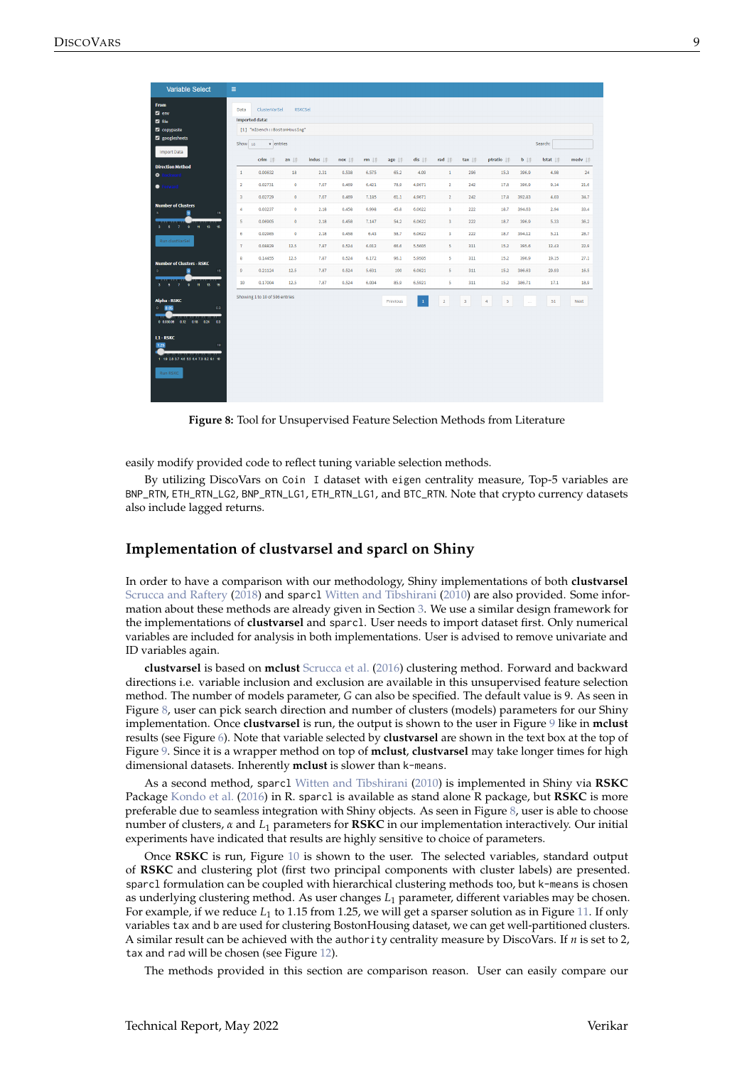Figure 8: Tool for Unsupervised Feature Selection Methods from Literature

easily modify provided code to reflect tuning variable selection methods.

By utilizing DiscoVars on `Coin I` dataset with `eigen` centrality measure, Top-5 variables are `BNP_RTN`, `ETH_RTN_LG2`, `BNP_RTN_LG1`, `ETH_RTN_LG1`, and `BTC_RTN`. Note that crypto currency datasets also include lagged returns.

## Implementation of clustvarsel and sparcl on Shiny

In order to have a comparison with our methodology, Shiny implementations of both **clustvarsel** Scrucca and Raftery (2018) and `sparcl` Witten and Tibshirani (2010) are also provided. Some information about these methods are already given in Section 3. We use a similar design framework for the implementations of **clustvarsel** and `sparcl`. User needs to import dataset first. Only numerical variables are included for analysis in both implementations. User is advised to remove univariate and ID variables again.

**clustvarsel** is based on **mclust** Scrucca et al. (2016) clustering method. Forward and backward directions i.e. variable inclusion and exclusion are available in this unsupervised feature selection method. The number of models parameter, $G$ can also be specified. The default value is 9. As seen in Figure 8, user can pick search direction and number of clusters (models) parameters for our Shiny implementation. Once **clustvarsel** is run, the output is shown to the user in Figure 9 like in **mclust** results (see Figure 6). Note that variable selected by **clustvarsel** are shown in the text box at the top of Figure 9. Since it is a wrapper method on top of **mclust**, **clustvarsel** may take longer times for high dimensional datasets. Inherently **mclust** is slower than `k-means`.

As a second method, `sparcl` Witten and Tibshirani (2010) is implemented in Shiny via **RSKC** Package Kondo et al. (2016) in R. `sparcl` is available as stand alone R package, but **RSKC** is more preferable due to seamless integration with Shiny objects. As seen in Figure 8, user is able to choose number of clusters, $\alpha$ and $L_1$ parameters for **RSKC** in our implementation interactively. Our initial experiments have indicated that results are highly sensitive to choice of parameters.

Once **RSKC** is run, Figure 10 is shown to the user. The selected variables, standard output of **RSKC** and clustering plot (first two principal components with cluster labels) are presented. `sparcl` formulation can be coupled with hierarchical clustering methods too, but `k-means` is chosen as underlying clustering method. As user changes $L_1$ parameter, different variables may be chosen. For example, if we reduce $L_1$ to 1.15 from 1.25, we will get a sparser solution as in Figure 11. If only variables `tax` and `b` are used for clustering BostonHousing dataset, we can get well-partitioned clusters. A similar result can be achieved with the `authority` centrality measure by DiscoVars. If $n$ is set to 2, `tax` and `rad` will be chosen (see Figure 12).

The methods provided in this section are comparison reason. User can easily compare our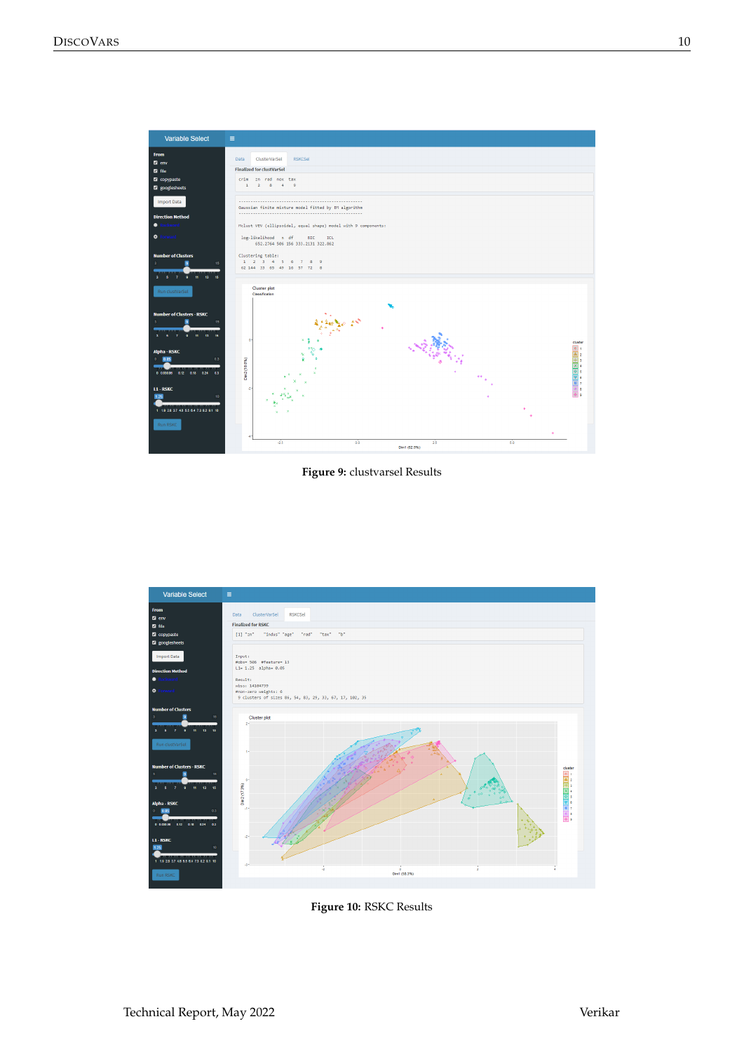**Figure 9:** clustvarsel Results

**Figure 10:** RSKC Results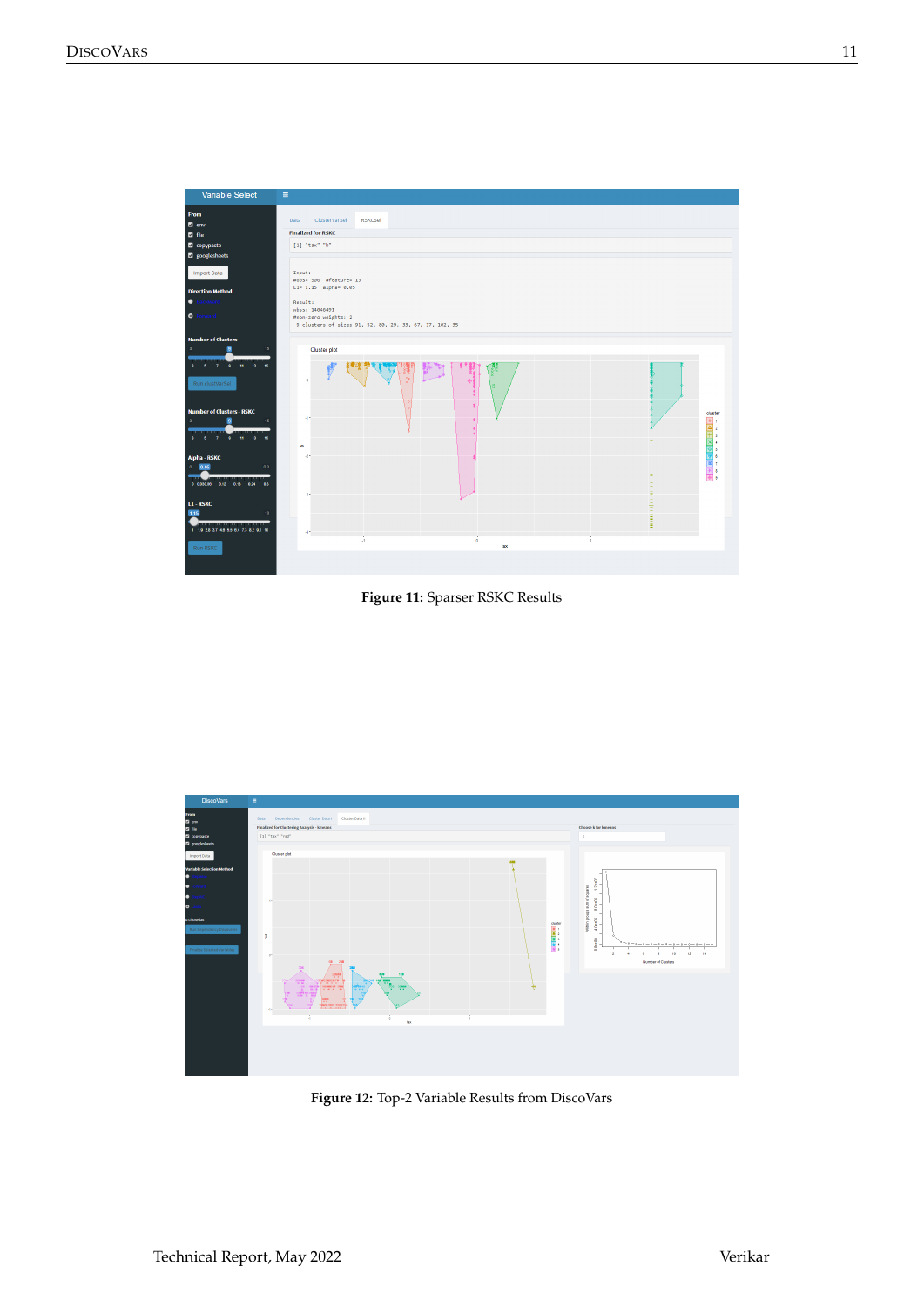Figure 11: Sparser RSKC Results

Figure 12: Top-2 Variable Results from DiscoVars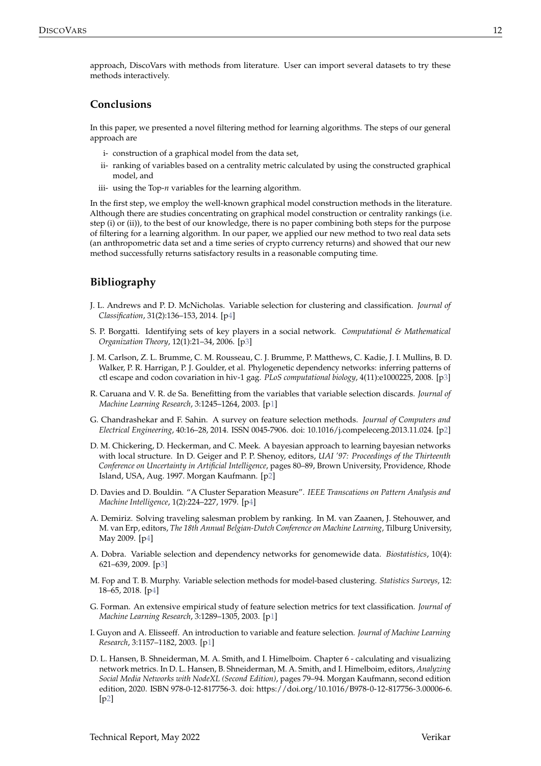approach, DiscoVars with methods from literature. User can import several datasets to try these methods interactively.

## Conclusions

In this paper, we presented a novel filtering method for learning algorithms. The steps of our general approach are

i- construction of a graphical model from the data set,

ii- ranking of variables based on a centrality metric calculated by using the constructed graphical model, and

iii- using the Top-*n* variables for the learning algorithm.

In the first step, we employ the well-known graphical model construction methods in the literature. Although there are studies concentrating on graphical model construction or centrality rankings (i.e. step (i) or (ii)), to the best of our knowledge, there is no paper combining both steps for the purpose of filtering for a learning algorithm. In our paper, we applied our new method to two real data sets (an anthropometric data set and a time series of crypto currency returns) and showed that our new method successfully returns satisfactory results in a reasonable computing time.

## Bibliography

J. L. Andrews and P. D. McNicholas. Variable selection for clustering and classification. *Journal of Classification*, 31(2):136–153, 2014. [p4]

S. P. Borgatti. Identifying sets of key players in a social network. *Computational & Mathematical Organization Theory*, 12(1):21–34, 2006. [p3]

J. M. Carlson, Z. L. Brumme, C. M. Rousseau, C. J. Brumme, P. Matthews, C. Kadie, J. I. Mullins, B. D. Walker, P. R. Harrigan, P. J. Goulder, et al. Phylogenetic dependency networks: inferring patterns of ctl escape and codon covariation in hiv-1 gag. *PLoS computational biology*, 4(11):e1000225, 2008. [p3]

R. Caruana and V. R. de Sa. Benefitting from the variables that variable selection discards. *Journal of Machine Learning Research*, 3:1245–1264, 2003. [p1]

G. Chandrashekar and F. Sahin. A survey on feature selection methods. *Journal of Computers and Electrical Engineering*, 40:16–28, 2014. ISSN 0045-7906. doi: 10.1016/j.compeleceng.2013.11.024. [p2]

D. M. Chickering, D. Heckerman, and C. Meek. A bayesian approach to learning bayesian networks with local structure. In D. Geiger and P. P. Shenoy, editors, *UAI '97: Proceedings of the Thirteenth Conference on Uncertainty in Artificial Intelligence*, pages 80–89, Brown University, Providence, Rhode Island, USA, Aug. 1997. Morgan Kaufmann. [p2]

D. Davies and D. Bouldin. "A Cluster Separation Measure". *IEEE Transcations on Pattern Analysis and Machine Intelligence*, 1(2):224–227, 1979. [p4]

A. Demiriz. Solving traveling salesman problem by ranking. In M. van Zaanen, J. Stehouwer, and M. van Erp, editors, *The 18th Annual Belgian-Dutch Conference on Machine Learning*, Tilburg University, May 2009. [p4]

A. Dobra. Variable selection and dependency networks for genomewide data. *Biostatistics*, 10(4): 621–639, 2009. [p3]

M. Fop and T. B. Murphy. Variable selection methods for model-based clustering. *Statistics Surveys*, 12: 18–65, 2018. [p4]

G. Forman. An extensive empirical study of feature selection metrics for text classification. *Journal of Machine Learning Research*, 3:1289–1305, 2003. [p1]

I. Guyon and A. Elisseeff. An introduction to variable and feature selection. *Journal of Machine Learning Research*, 3:1157–1182, 2003. [p1]

D. L. Hansen, B. Shneiderman, M. A. Smith, and I. Himelboim. Chapter 6 - calculating and visualizing network metrics. In D. L. Hansen, B. Shneiderman, M. A. Smith, and I. Himelboim, editors, *Analyzing Social Media Networks with NodeXL (Second Edition)*, pages 79–94. Morgan Kaufmann, second edition edition, 2020. ISBN 978-0-12-817756-3. doi: https://doi.org/10.1016/B978-0-12-817756-3.00006-6. [p2]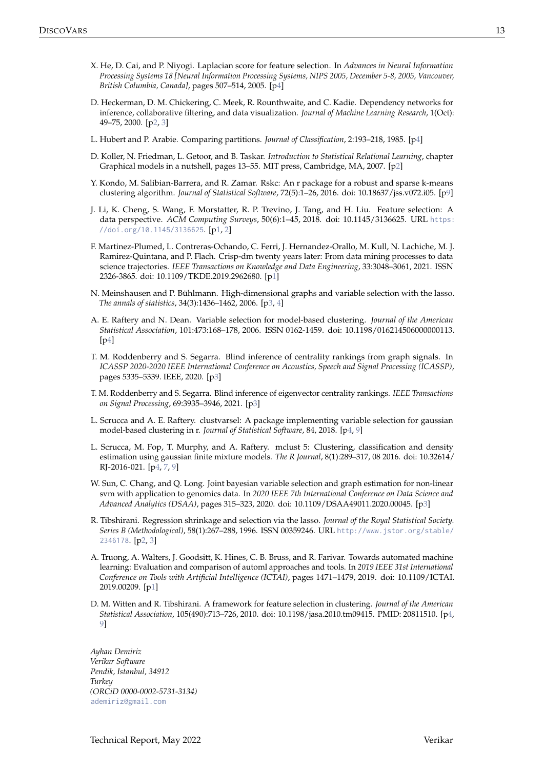X. He, D. Cai, and P. Niyogi. Laplacian score for feature selection. In *Advances in Neural Information Processing Systems 18 [Neural Information Processing Systems, NIPS 2005, December 5-8, 2005, Vancouver, British Columbia, Canada]*, pages 507–514, 2005. [p4]

D. Heckerman, D. M. Chickering, C. Meek, R. Rounthwaite, and C. Kadie. Dependency networks for inference, collaborative filtering, and data visualization. *Journal of Machine Learning Research*, 1(Oct): 49–75, 2000. [p2, 3]

L. Hubert and P. Arabie. Comparing partitions. *Journal of Classification*, 2:193–218, 1985. [p4]

D. Koller, N. Friedman, L. Getoor, and B. Taskar. *Introduction to Statistical Relational Learning*, chapter Graphical models in a nutshell, pages 13–55. MIT press, Cambridge, MA, 2007. [p2]

Y. Kondo, M. Salibian-Barrera, and R. Zamar. Rskc: An r package for a robust and sparse k-means clustering algorithm. *Journal of Statistical Software*, 72(5):1–26, 2016. doi: 10.18637/jss.v072.i05. [p9]

J. Li, K. Cheng, S. Wang, F. Morstatter, R. P. Trevino, J. Tang, and H. Liu. Feature selection: A data perspective. *ACM Computing Surveys*, 50(6):1–45, 2018. doi: 10.1145/3136625. URL https://doi.org/10.1145/3136625. [p1, 2]

F. Martinez-Plumed, L. Contreras-Ochando, C. Ferri, J. Hernandez-Orallo, M. Kull, N. Lachiche, M. J. Ramirez-Quintana, and P. Flach. Crisp-dm twenty years later: From data mining processes to data science trajectories. *IEEE Transactions on Knowledge and Data Engineering*, 33:3048–3061, 2021. ISSN 2326-3865. doi: 10.1109/TKDE.2019.2962680. [p1]

N. Meinshausen and P. Bühlmann. High-dimensional graphs and variable selection with the lasso. *The annals of statistics*, 34(3):1436–1462, 2006. [p3, 4]

A. E. Raftery and N. Dean. Variable selection for model-based clustering. *Journal of the American Statistical Association*, 101:473:168–178, 2006. ISSN 0162-1459. doi: 10.1198/016214506000000113. [p4]

T. M. Roddenberry and S. Segarra. Blind inference of centrality rankings from graph signals. In *ICASSP 2020-2020 IEEE International Conference on Acoustics, Speech and Signal Processing (ICASSP)*, pages 5335–5339. IEEE, 2020. [p3]

T. M. Roddenberry and S. Segarra. Blind inference of eigenvector centrality rankings. *IEEE Transactions on Signal Processing*, 69:3935–3946, 2021. [p3]

L. Scrucca and A. E. Raftery. clustvarsel: A package implementing variable selection for gaussian model-based clustering in r. *Journal of Statistical Software*, 84, 2018. [p4, 9]

L. Scrucca, M. Fop, T. Murphy, and A. Raftery. mclust 5: Clustering, classification and density estimation using gaussian finite mixture models. *The R Journal*, 8(1):289–317, 08 2016. doi: 10.32614/RJ-2016-021. [p4, 7, 9]

W. Sun, C. Chang, and Q. Long. Joint bayesian variable selection and graph estimation for non-linear svm with application to genomics data. In *2020 IEEE 7th International Conference on Data Science and Advanced Analytics (DSAA)*, pages 315–323, 2020. doi: 10.1109/DSAA49011.2020.00045. [p3]

R. Tibshirani. Regression shrinkage and selection via the lasso. *Journal of the Royal Statistical Society. Series B (Methodological)*, 58(1):267–288, 1996. ISSN 00359246. URL http://www.jstor.org/stable/2346178. [p2, 3]

A. Truong, A. Walters, J. Goodsitt, K. Hines, C. B. Bruss, and R. Farivar. Towards automated machine learning: Evaluation and comparison of automl approaches and tools. In *2019 IEEE 31st International Conference on Tools with Artificial Intelligence (ICTAI)*, pages 1471–1479, 2019. doi: 10.1109/ICTAI.2019.00209. [p1]

D. M. Witten and R. Tibshirani. A framework for feature selection in clustering. *Journal of the American Statistical Association*, 105(490):713–726, 2010. doi: 10.1198/jasa.2010.tm09415. PMID: 20811510. [p4, 9]

*Ayhan Demiriz*
*Verikar Software*
*Pendik, Istanbul, 34912*
*Turkey*
*(ORCiD 0000-0002-5731-3134)*
ademiriz@gmail.com